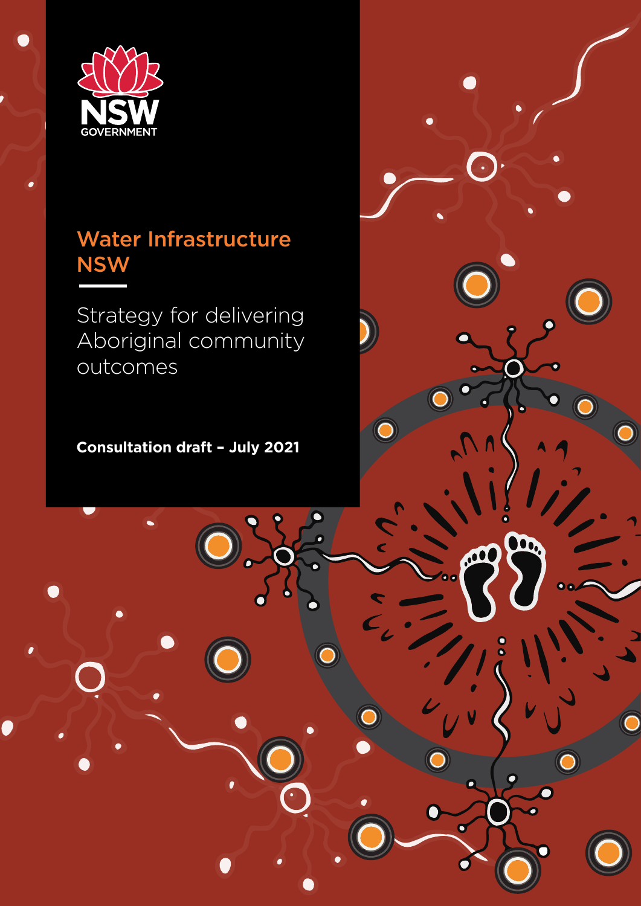NSW GOVERNMENT

# Water Infrastructure NSW

## Strategy for delivering Aboriginal community outcomes

**Consultation draft – July 2021**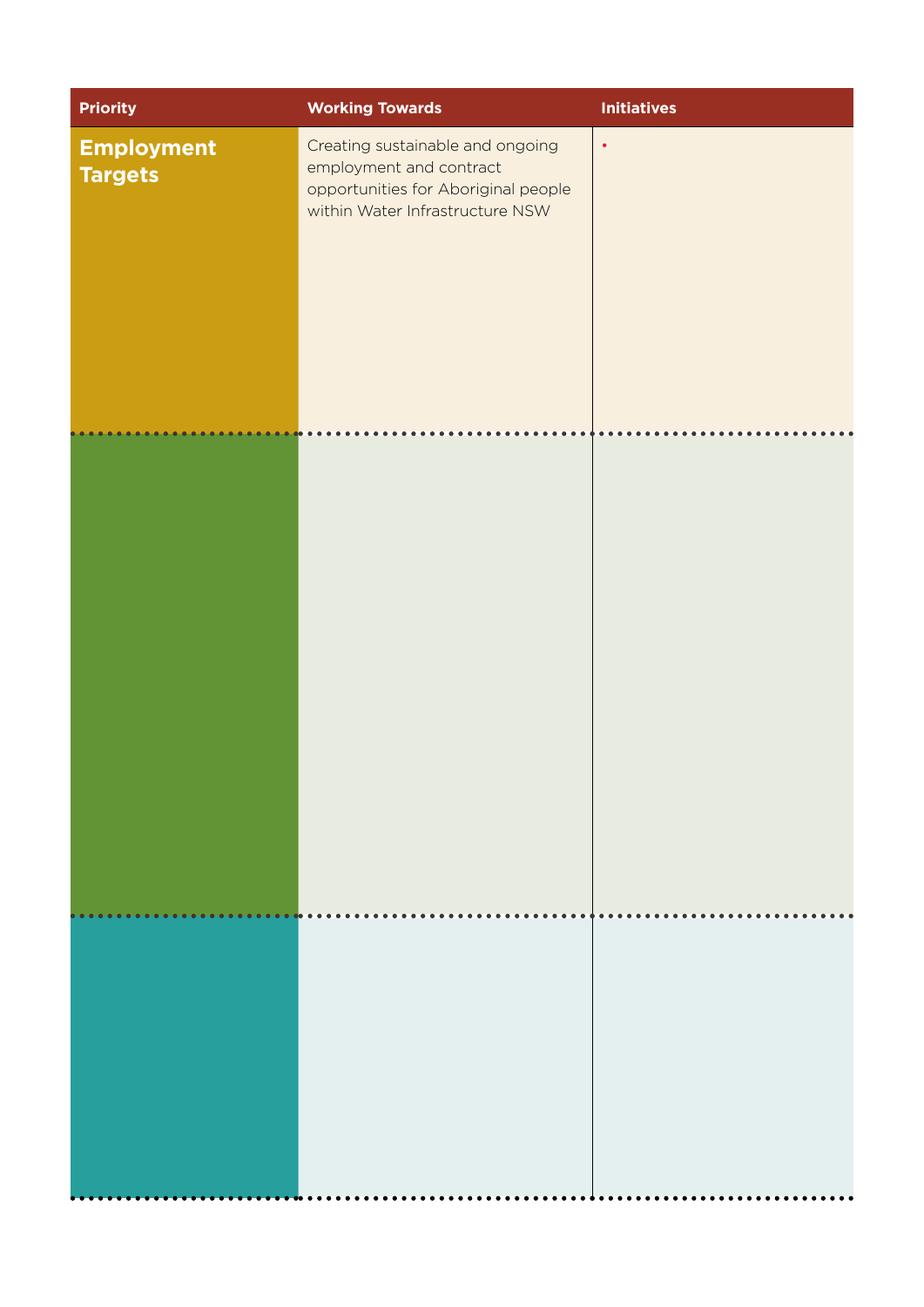| Priority | Working Towards | Initiatives |
|---|---|---|
| **Employment Targets** | Creating sustainable and ongoing employment and contract opportunities for Aboriginal people within Water Infrastructure NSW | • |
| | | |
| | | |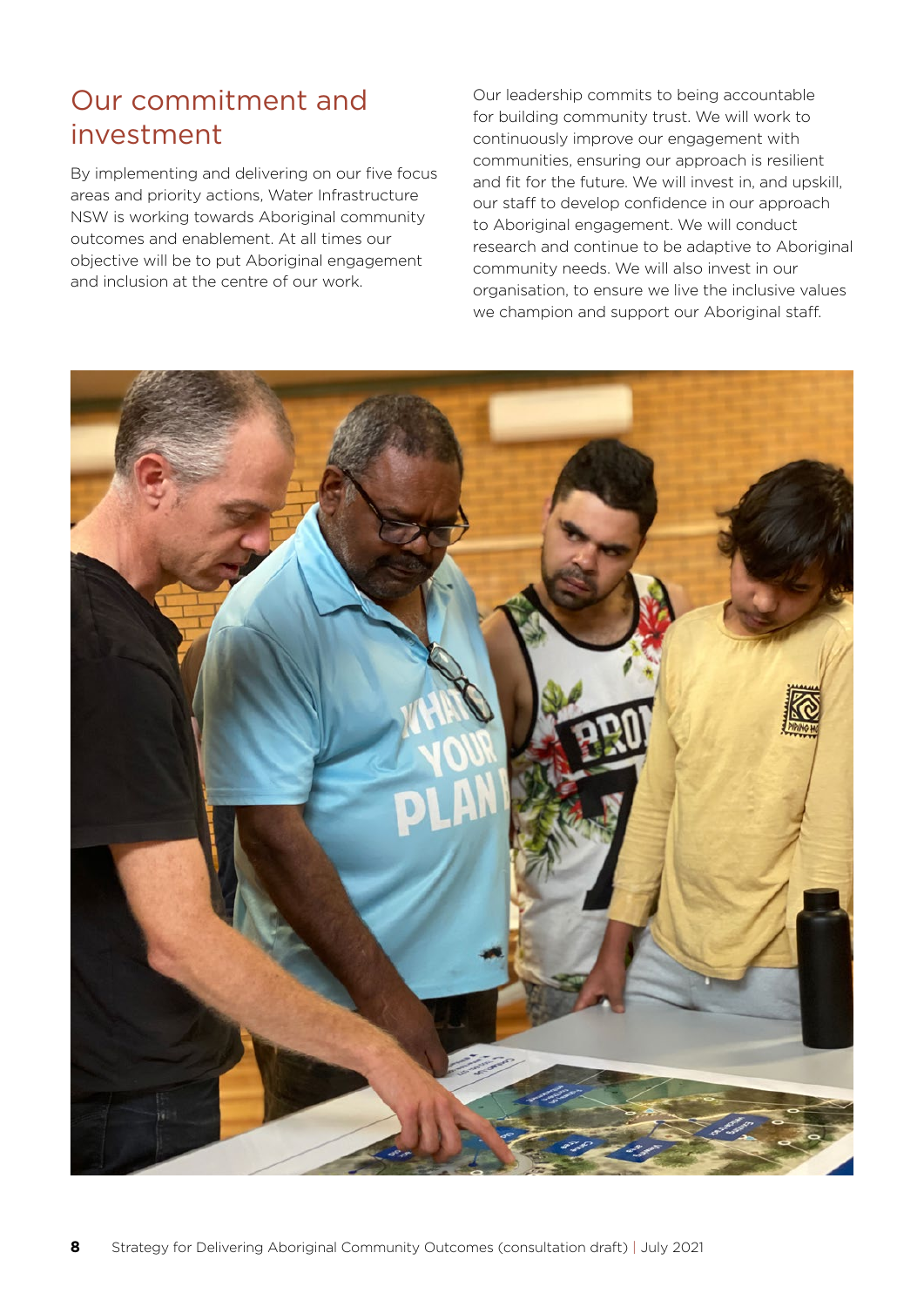## Our commitment and investment

By implementing and delivering on our five focus areas and priority actions, Water Infrastructure NSW is working towards Aboriginal community outcomes and enablement. At all times our objective will be to put Aboriginal engagement and inclusion at the centre of our work.

Our leadership commits to being accountable for building community trust. We will work to continuously improve our engagement with communities, ensuring our approach is resilient and fit for the future. We will invest in, and upskill, our staff to develop confidence in our approach to Aboriginal engagement. We will conduct research and continue to be adaptive to Aboriginal community needs. We will also invest in our organisation, to ensure we live the inclusive values we champion and support our Aboriginal staff.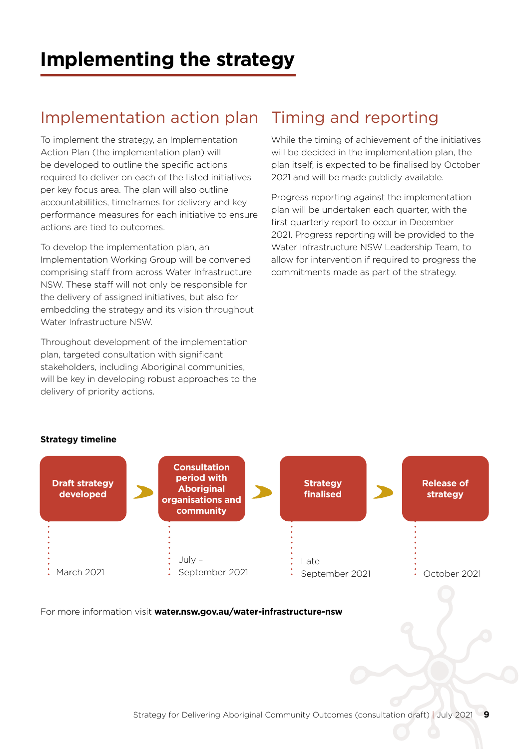# Implementing the strategy

## Implementation action plan

To implement the strategy, an Implementation Action Plan (the implementation plan) will be developed to outline the specific actions required to deliver on each of the listed initiatives per key focus area. The plan will also outline accountabilities, timeframes for delivery and key performance measures for each initiative to ensure actions are tied to outcomes.

To develop the implementation plan, an Implementation Working Group will be convened comprising staff from across Water Infrastructure NSW. These staff will not only be responsible for the delivery of assigned initiatives, but also for embedding the strategy and its vision throughout Water Infrastructure NSW.

Throughout development of the implementation plan, targeted consultation with significant stakeholders, including Aboriginal communities, will be key in developing robust approaches to the delivery of priority actions.

## Timing and reporting

While the timing of achievement of the initiatives will be decided in the implementation plan, the plan itself, is expected to be finalised by October 2021 and will be made publicly available.

Progress reporting against the implementation plan will be undertaken each quarter, with the first quarterly report to occur in December 2021. Progress reporting will be provided to the Water Infrastructure NSW Leadership Team, to allow for intervention if required to progress the commitments made as part of the strategy.

**Strategy timeline**

| Stage | Timing |
|---|---|
| **Draft strategy developed** | March 2021 |
| **Consultation period with Aboriginal organisations and community** | July – September 2021 |
| **Strategy finalised** | Late September 2021 |
| **Release of strategy** | October 2021 |

For more information visit **water.nsw.gov.au/water-infrastructure-nsw**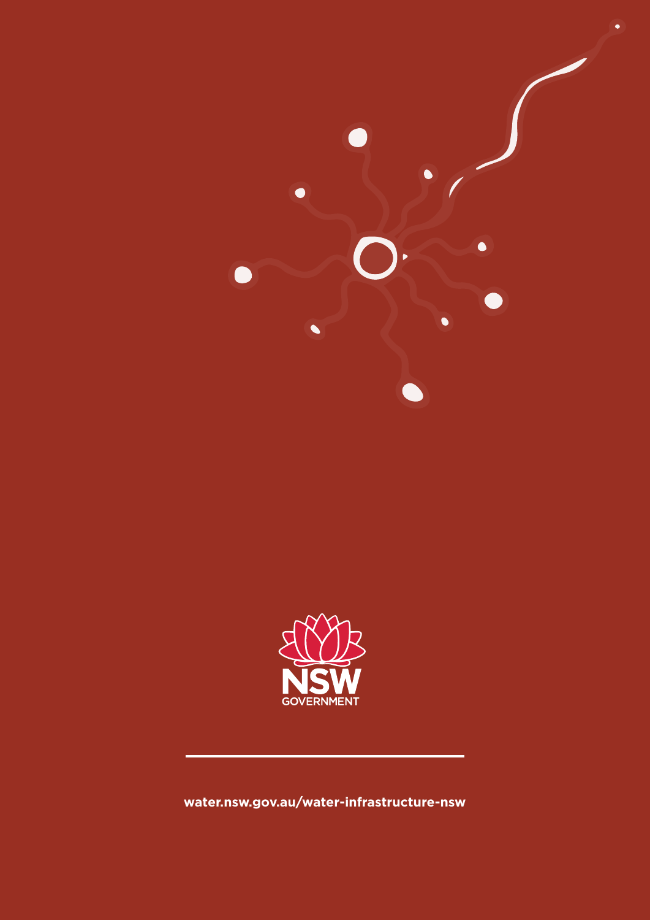NSW GOVERNMENT

water.nsw.gov.au/water-infrastructure-nsw